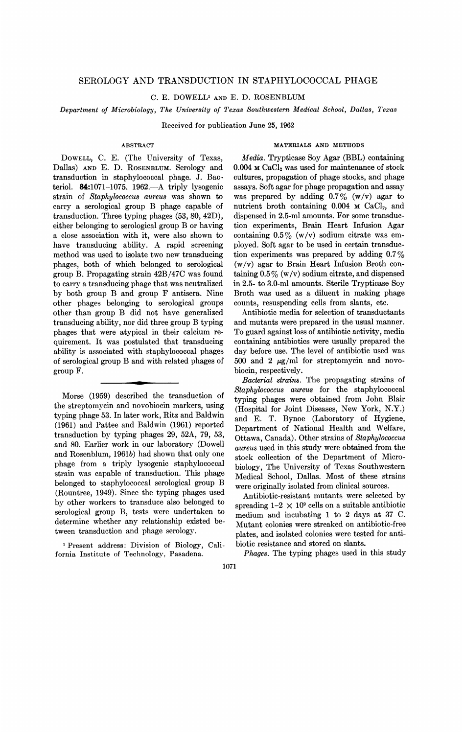# SEROLOGY AND TRANSDUCTION IN STAPHYLOCOCCAL PHAGE

C. E. DOWELL[1] AND E. D. ROSENBLUM

*Department of Microbiology, The University of Texas Southwestern Medical School, Dallas, Texas*

Received for publication June 25, 1962

## ABSTRACT

DOWELL, C. E. (The University of Texas, Dallas) AND E. D. ROSENBLUM. Serology and transduction in staphylococcal phage. J. Bacteriol. **84**:1071–1075. 1962.—A triply lysogenic strain of *Staphylococcus aureus* was shown to carry a serological group B phage capable of transduction. Three typing phages (53, 80, 42D), either belonging to serological group B or having a close association with it, were also shown to have transducing ability. A rapid screening method was used to isolate two new transducing phages, both of which belonged to serological group B. Propagating strain 42B/47C was found to carry a transducing phage that was neutralized by both group B and group F antisera. Nine other phages belonging to serological groups other than group B did not have generalized transducing ability, nor did three group B typing phages that were atypical in their calcium requirement. It was postulated that transducing ability is associated with staphylococcal phages of serological group B and with related phages of group F.

---

Morse (1959) described the transduction of the streptomycin and novobiocin markers, using typing phage 53. In later work, Ritz and Baldwin (1961) and Pattee and Baldwin (1961) reported transduction by typing phages 29, 52A, 79, 53, and 80. Earlier work in our laboratory (Dowell and Rosenblum, 1961*b*) had shown that only one phage from a triply lysogenic staphylococcal strain was capable of transduction. This phage belonged to staphylococcal serological group B (Rountree, 1949). Since the typing phages used by other workers to transduce also belonged to serological group B, tests were undertaken to determine whether any relationship existed between transduction and phage serology.

[1] Present address: Division of Biology, California Institute of Technology, Pasadena.

## MATERIALS AND METHODS

*Media.* Trypticase Soy Agar (BBL) containing 0.004 M $CaCl_2$ was used for maintenance of stock cultures, propagation of phage stocks, and phage assays. Soft agar for phage propagation and assay was prepared by adding 0.7% (w/v) agar to nutrient broth containing 0.004 M $CaCl_2$, and dispensed in 2.5-ml amounts. For some transduction experiments, Brain Heart Infusion Agar containing 0.5% (w/v) sodium citrate was employed. Soft agar to be used in certain transduction experiments was prepared by adding 0.7% (w/v) agar to Brain Heart Infusion Broth containing 0.5% (w/v) sodium citrate, and dispensed in 2.5- to 3.0-ml amounts. Sterile Trypticase Soy Broth was used as a diluent in making phage counts, resuspending cells from slants, etc.

Antibiotic media for selection of transductants and mutants were prepared in the usual manner. To guard against loss of antibiotic activity, media containing antibiotics were usually prepared the day before use. The level of antibiotic used was 500 and 2 $\mu$g/ml for streptomycin and novobiocin, respectively.

*Bacterial strains.* The propagating strains of *Staphylococcus aureus* for the staphylococcal typing phages were obtained from John Blair (Hospital for Joint Diseases, New York, N.Y.) and E. T. Bynoe (Laboratory of Hygiene, Department of National Health and Welfare, Ottawa, Canada). Other strains of *Staphylococcus aureus* used in this study were obtained from the stock collection of the Department of Microbiology, The University of Texas Southwestern Medical School, Dallas. Most of these strains were originally isolated from clinical sources.

Antibiotic-resistant mutants were selected by spreading $1\text{–}2 \times 10^9$ cells on a suitable antibiotic medium and incubating 1 to 2 days at 37 C. Mutant colonies were streaked on antibiotic-free plates, and isolated colonies were tested for antibiotic resistance and stored on slants.

*Phages.* The typing phages used in this study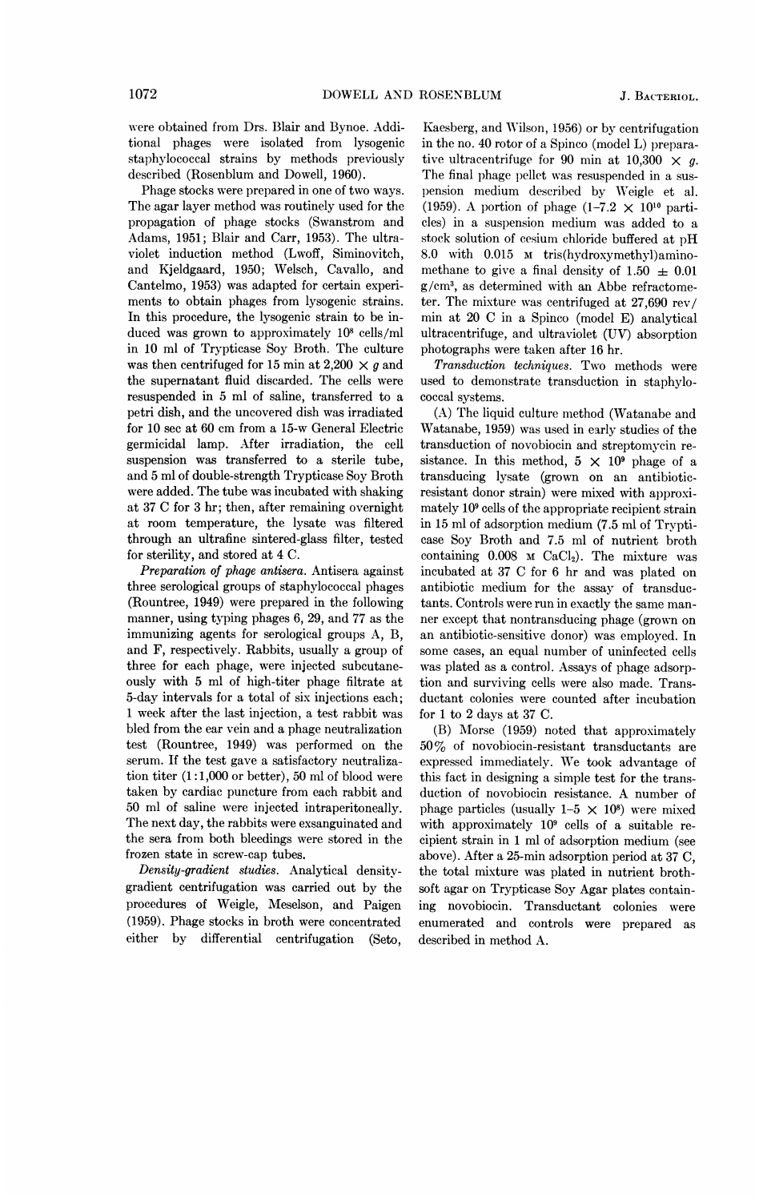were obtained from Drs. Blair and Bynoe. Additional phages were isolated from lysogenic staphylococcal strains by methods previously described (Rosenblum and Dowell, 1960).

Phage stocks were prepared in one of two ways. The agar layer method was routinely used for the propagation of phage stocks (Swanstrom and Adams, 1951; Blair and Carr, 1953). The ultraviolet induction method (Lwoff, Siminovitch, and Kjeldgaard, 1950; Welsch, Cavallo, and Cantelmo, 1953) was adapted for certain experiments to obtain phages from lysogenic strains. In this procedure, the lysogenic strain to be induced was grown to approximately $10^8$ cells/ml in 10 ml of Trypticase Soy Broth. The culture was then centrifuged for 15 min at $2{,}200 \times g$ and the supernatant fluid discarded. The cells were resuspended in 5 ml of saline, transferred to a petri dish, and the uncovered dish was irradiated for 10 sec at 60 cm from a 15-w General Electric germicidal lamp. After irradiation, the cell suspension was transferred to a sterile tube, and 5 ml of double-strength Trypticase Soy Broth were added. The tube was incubated with shaking at 37 C for 3 hr; then, after remaining overnight at room temperature, the lysate was filtered through an ultrafine sintered-glass filter, tested for sterility, and stored at 4 C.

*Preparation of phage antisera.* Antisera against three serological groups of staphylococcal phages (Rountree, 1949) were prepared in the following manner, using typing phages 6, 29, and 77 as the immunizing agents for serological groups A, B, and F, respectively. Rabbits, usually a group of three for each phage, were injected subcutaneously with 5 ml of high-titer phage filtrate at 5-day intervals for a total of six injections each; 1 week after the last injection, a test rabbit was bled from the ear vein and a phage neutralization test (Rountree, 1949) was performed on the serum. If the test gave a satisfactory neutralization titer (1:1,000 or better), 50 ml of blood were taken by cardiac puncture from each rabbit and 50 ml of saline were injected intraperitoneally. The next day, the rabbits were exsanguinated and the sera from both bleedings were stored in the frozen state in screw-cap tubes.

*Density-gradient studies.* Analytical density-gradient centrifugation was carried out by the procedures of Weigle, Meselson, and Paigen (1959). Phage stocks in broth were concentrated either by differential centrifugation (Seto, Kaesberg, and Wilson, 1956) or by centrifugation in the no. 40 rotor of a Spinco (model L) preparative ultracentrifuge for 90 min at $10{,}300 \times g$. The final phage pellet was resuspended in a suspension medium described by Weigle et al. (1959). A portion of phage ($1\text{-}7.2 \times 10^{10}$ particles) in a suspension medium was added to a stock solution of cesium chloride buffered at pH 8.0 with 0.015 M tris(hydroxymethyl)aminomethane to give a final density of $1.50 \pm 0.01$ g/cm$^3$, as determined with an Abbe refractometer. The mixture was centrifuged at 27,690 rev/min at 20 C in a Spinco (model E) analytical ultracentrifuge, and ultraviolet (UV) absorption photographs were taken after 16 hr.

*Transduction techniques.* Two methods were used to demonstrate transduction in staphylococcal systems.

(A) The liquid culture method (Watanabe and Watanabe, 1959) was used in early studies of the transduction of novobiocin and streptomycin resistance. In this method, $5 \times 10^9$ phage of a transducing lysate (grown on an antibiotic-resistant donor strain) were mixed with approximately $10^9$ cells of the appropriate recipient strain in 15 ml of adsorption medium (7.5 ml of Trypticase Soy Broth and 7.5 ml of nutrient broth containing 0.008 M $CaCl_2$). The mixture was incubated at 37 C for 6 hr and was plated on antibiotic medium for the assay of transductants. Controls were run in exactly the same manner except that nontransducing phage (grown on an antibiotic-sensitive donor) was employed. In some cases, an equal number of uninfected cells was plated as a control. Assays of phage adsorption and surviving cells were also made. Transductant colonies were counted after incubation for 1 to 2 days at 37 C.

(B) Morse (1959) noted that approximately 50% of novobiocin-resistant transductants are expressed immediately. We took advantage of this fact in designing a simple test for the transduction of novobiocin resistance. A number of phage particles (usually $1\text{-}5 \times 10^8$) were mixed with approximately $10^9$ cells of a suitable recipient strain in 1 ml of adsorption medium (see above). After a 25-min adsorption period at 37 C, the total mixture was plated in nutrient broth-soft agar on Trypticase Soy Agar plates containing novobiocin. Transductant colonies were enumerated and controls were prepared as described in method A.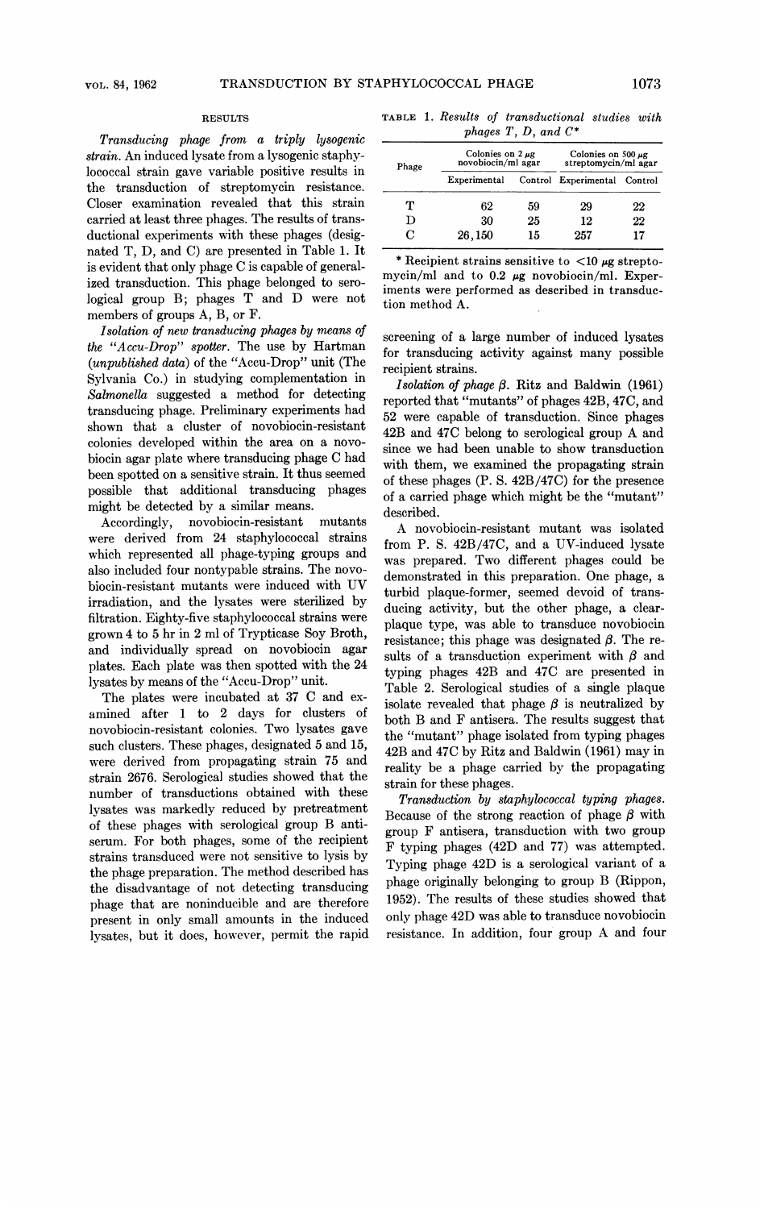## RESULTS

*Transducing phage from a triply lysogenic strain.* An induced lysate from a lysogenic staphylococcal strain gave variable positive results in the transduction of streptomycin resistance. Closer examination revealed that this strain carried at least three phages. The results of transductional experiments with these phages (designated T, D, and C) are presented in Table 1. It is evident that only phage C is capable of generalized transduction. This phage belonged to serological group B; phages T and D were not members of groups A, B, or F.

*Isolation of new transducing phages by means of the "Accu-Drop" spotter.* The use by Hartman (*unpublished data*) of the "Accu-Drop" unit (The Sylvania Co.) in studying complementation in *Salmonella* suggested a method for detecting transducing phage. Preliminary experiments had shown that a cluster of novobiocin-resistant colonies developed within the area on a novobiocin agar plate where transducing phage C had been spotted on a sensitive strain. It thus seemed possible that additional transducing phages might be detected by a similar means.

Accordingly, novobiocin-resistant mutants were derived from 24 staphylococcal strains which represented all phage-typing groups and also included four nontypable strains. The novobiocin-resistant mutants were induced with UV irradiation, and the lysates were sterilized by filtration. Eighty-five staphylococcal strains were grown 4 to 5 hr in 2 ml of Trypticase Soy Broth, and individually spread on novobiocin agar plates. Each plate was then spotted with the 24 lysates by means of the "Accu-Drop" unit.

The plates were incubated at 37 C and examined after 1 to 2 days for clusters of novobiocin-resistant colonies. Two lysates gave such clusters. These phages, designated 5 and 15, were derived from propagating strain 75 and strain 2676. Serological studies showed that the number of transductions obtained with these lysates was markedly reduced by pretreatment of these phages with serological group B antiserum. For both phages, some of the recipient strains transduced were not sensitive to lysis by the phage preparation. The method described has the disadvantage of not detecting transducing phage that are noninducible and are therefore present in only small amounts in the induced lysates, but it does, however, permit the rapid screening of a large number of induced lysates for transducing activity against many possible recipient strains.

TABLE 1. *Results of transductional studies with phages T, D, and C\**

| Phage | Colonies on 2 μg novobiocin/ml agar | | Colonies on 500 μg streptomycin/ml agar | |
|---|---|---|---|---|
| | Experimental | Control | Experimental | Control |
| T | 62 | 59 | 29 | 22 |
| D | 30 | 25 | 12 | 22 |
| C | 26,150 | 15 | 257 | 17 |

\* Recipient strains sensitive to <10 μg streptomycin/ml and to 0.2 μg novobiocin/ml. Experiments were performed as described in transduction method A.

*Isolation of phage β.* Ritz and Baldwin (1961) reported that "mutants" of phages 42B, 47C, and 52 were capable of transduction. Since phages 42B and 47C belong to serological group A and since we had been unable to show transduction with them, we examined the propagating strain of these phages (P. S. 42B/47C) for the presence of a carried phage which might be the "mutant" described.

A novobiocin-resistant mutant was isolated from P. S. 42B/47C, and a UV-induced lysate was prepared. Two different phages could be demonstrated in this preparation. One phage, a turbid plaque-former, seemed devoid of transducing activity, but the other phage, a clear-plaque type, was able to transduce novobiocin resistance; this phage was designated β. The results of a transduction experiment with β and typing phages 42B and 47C are presented in Table 2. Serological studies of a single plaque isolate revealed that phage β is neutralized by both B and F antisera. The results suggest that the "mutant" phage isolated from typing phages 42B and 47C by Ritz and Baldwin (1961) may in reality be a phage carried by the propagating strain for these phages.

*Transduction by staphylococcal typing phages.* Because of the strong reaction of phage β with group F antisera, transduction with two group F typing phages (42D and 77) was attempted. Typing phage 42D is a serological variant of a phage originally belonging to group B (Rippon, 1952). The results of these studies showed that only phage 42D was able to transduce novobiocin resistance. In addition, four group A and four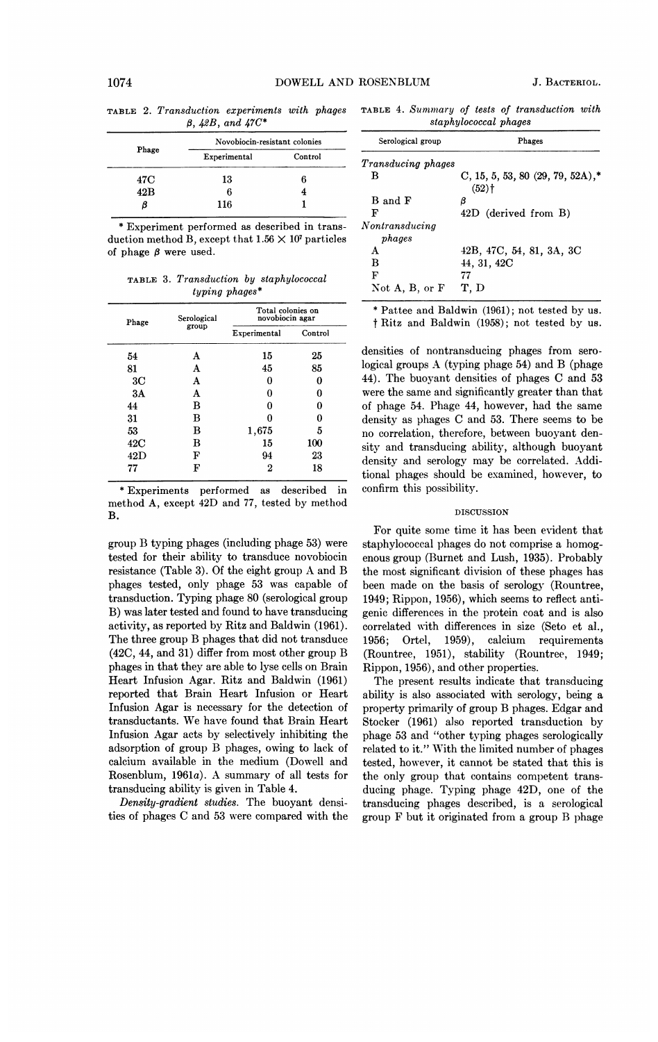TABLE 2. *Transduction experiments with phages β, 42B, and 47C**

| Phage | Novobiocin-resistant colonies | |
|---|---|---|
| | Experimental | Control |
| 47C | 13 | 6 |
| 42B | 6 | 4 |
| β | 116 | 1 |

\* Experiment performed as described in transduction method B, except that $1.56 \times 10^7$ particles of phage β were used.

TABLE 3. *Transduction by staphylococcal typing phages**

| Phage | Serological group | Total colonies on novobiocin agar | |
|---|---|---|---|
| | | Experimental | Control |
| 54 | A | 15 | 25 |
| 81 | A | 45 | 85 |
| 3C | A | 0 | 0 |
| 3A | A | 0 | 0 |
| 44 | B | 0 | 0 |
| 31 | B | 0 | 0 |
| 53 | B | 1,675 | 5 |
| 42C | B | 15 | 100 |
| 42D | F | 94 | 23 |
| 77 | F | 2 | 18 |

\* Experiments performed as described in method A, except 42D and 77, tested by method B.

group B typing phages (including phage 53) were tested for their ability to transduce novobiocin resistance (Table 3). Of the eight group A and B phages tested, only phage 53 was capable of transduction. Typing phage 80 (serological group B) was later tested and found to have transducing activity, as reported by Ritz and Baldwin (1961). The three group B phages that did not transduce (42C, 44, and 31) differ from most other group B phages in that they are able to lyse cells on Brain Heart Infusion Agar. Ritz and Baldwin (1961) reported that Brain Heart Infusion or Heart Infusion Agar is necessary for the detection of transductants. We have found that Brain Heart Infusion Agar acts by selectively inhibiting the adsorption of group B phages, owing to lack of calcium available in the medium (Dowell and Rosenblum, 1961*a*). A summary of all tests for transducing ability is given in Table 4.

*Density-gradient studies.* The buoyant densities of phages C and 53 were compared with the

TABLE 4. *Summary of tests of transduction with staphylococcal phages*

| Serological group | Phages |
|---|---|
| *Transducing phages* | |
| B | C, 15, 5, 53, 80 (29, 79, 52A),* (52)† |
| B and F | β |
| F | 42D (derived from B) |
| *Nontransducing phages* | |
| A | 42B, 47C, 54, 81, 3A, 3C |
| B | 44, 31, 42C |
| F | 77 |
| Not A, B, or F | T, D |

\* Pattee and Baldwin (1961); not tested by us.
† Ritz and Baldwin (1958); not tested by us.

densities of nontransducing phages from serological groups A (typing phage 54) and B (phage 44). The buoyant densities of phages C and 53 were the same and significantly greater than that of phage 54. Phage 44, however, had the same density as phages C and 53. There seems to be no correlation, therefore, between buoyant density and transducing ability, although buoyant density and serology may be correlated. Additional phages should be examined, however, to confirm this possibility.

## DISCUSSION

For quite some time it has been evident that staphylococcal phages do not comprise a homogenous group (Burnet and Lush, 1935). Probably the most significant division of these phages has been made on the basis of serology (Rountree, 1949; Rippon, 1956), which seems to reflect antigenic differences in the protein coat and is also correlated with differences in size (Seto et al., 1956; Ortel, 1959), calcium requirements (Rountree, 1951), stability (Rountree, 1949; Rippon, 1956), and other properties.

The present results indicate that transducing ability is also associated with serology, being a property primarily of group B phages. Edgar and Stocker (1961) also reported transduction by phage 53 and "other typing phages serologically related to it." With the limited number of phages tested, however, it cannot be stated that this is the only group that contains competent transducing phage. Typing phage 42D, one of the transducing phages described, is a serological group F but it originated from a group B phage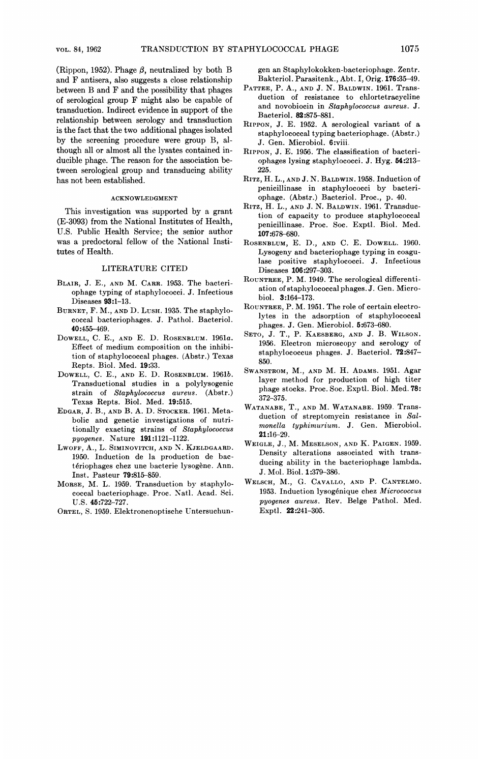(Rippon, 1952). Phage $\beta$, neutralized by both B and F antisera, also suggests a close relationship between B and F and the possibility that phages of serological group F might also be capable of transduction. Indirect evidence in support of the relationship between serology and transduction is the fact that the two additional phages isolated by the screening procedure were group B, although all or almost all the lysates contained inducible phage. The reason for the association between serological group and transducing ability has not been established.

## ACKNOWLEDGMENT

This investigation was supported by a grant (E-3093) from the National Institutes of Health, U.S. Public Health Service; the senior author was a predoctoral fellow of the National Institutes of Health.

## LITERATURE CITED

Blair, J. E., and M. Carr. 1953. The bacteriophage typing of staphylococci. J. Infectious Diseases **93**:1–13.

Burnet, F. M., and D. Lush. 1935. The staphylococcal bacteriophages. J. Pathol. Bacteriol. **40**:455–469.

Dowell, C. E., and E. D. Rosenblum. 1961*a*. Effect of medium composition on the inhibition of staphylococcal phages. (Abstr.) Texas Repts. Biol. Med. **19**:33.

Dowell, C. E., and E. D. Rosenblum. 1961*b*. Transductional studies in a polylysogenic strain of *Staphylococcus aureus*. (Abstr.) Texas Repts. Biol. Med. **19**:515.

Edgar, J. B., and B. A. D. Stocker. 1961. Metabolic and genetic investigations of nutritionally exacting strains of *Staphylococcus pyogenes*. Nature **191**:1121–1122.

Lwoff, A., L. Siminovitch, and N. Kjeldgaard. 1950. Induction de la production de bactériophages chez une bacterie lysogène. Ann. Inst. Pasteur **79**:815–859.

Morse, M. L. 1959. Transduction by staphylococcal bacteriophage. Proc. Natl. Acad. Sci. U.S. **45**:722–727.

Ortel, S. 1959. Elektronenoptische Untersuchungen an Staphylokokken-bacteriophage. Zentr. Bakteriol. Parasitenk., Abt. I, Orig. **176**:35–49.

Pattee, P. A., and J. N. Baldwin. 1961. Transduction of resistance to chlortetracycline and novobiocin in *Staphylococcus aureus*. J. Bacteriol. **82**:875–881.

Rippon, J. E. 1952. A serological variant of a staphylococcal typing bacteriophage. (Abstr.) J. Gen. Microbiol. **6**:viii.

Rippon, J. E. 1956. The classification of bacteriophages lysing staphylococci. J. Hyg. **54**:213–225.

Ritz, H. L., and J. N. Baldwin. 1958. Induction of penicillinase in staphylococci by bacteriophage. (Abstr.) Bacteriol. Proc., p. 40.

Ritz, H. L., and J. N. Baldwin. 1961. Transduction of capacity to produce staphylococcal penicillinase. Proc. Soc. Exptl. Biol. Med. **107**:678–680.

Rosenblum, E. D., and C. E. Dowell. 1960. Lysogeny and bacteriophage typing in coagulase positive staphylococci. J. Infectious Diseases **106**:297–303.

Rountree, P. M. 1949. The serological differentiation of staphylococcal phages. J. Gen. Microbiol. **3**:164–173.

Rountree, P. M. 1951. The role of certain electrolytes in the adsorption of staphylococcal phages. J. Gen. Microbiol. **5**:673–680.

Seto, J. T., P. Kaesberg, and J. B. Wilson. 1956. Electron microscopy and serology of staphylococcus phages. J. Bacteriol. **72**:847–850.

Swanstrom, M., and M. H. Adams. 1951. Agar layer method for production of high titer phage stocks. Proc. Soc. Exptl. Biol. Med. **78**:372–375.

Watanabe, T., and M. Watanabe. 1959. Transduction of streptomycin resistance in *Salmonella typhimurium*. J. Gen. Microbiol. **21**:16–29.

Weigle, J., M. Meselson, and K. Paigen. 1959. Density alterations associated with transducing ability in the bacteriophage lambda. J. Mol. Biol. **1**:379–386.

Welsch, M., G. Cavallo, and P. Cantelmo. 1953. Induction lysogénique chez *Micrococcus pyogenes aureus*. Rev. Belge Pathol. Med. Exptl. **22**:241–305.